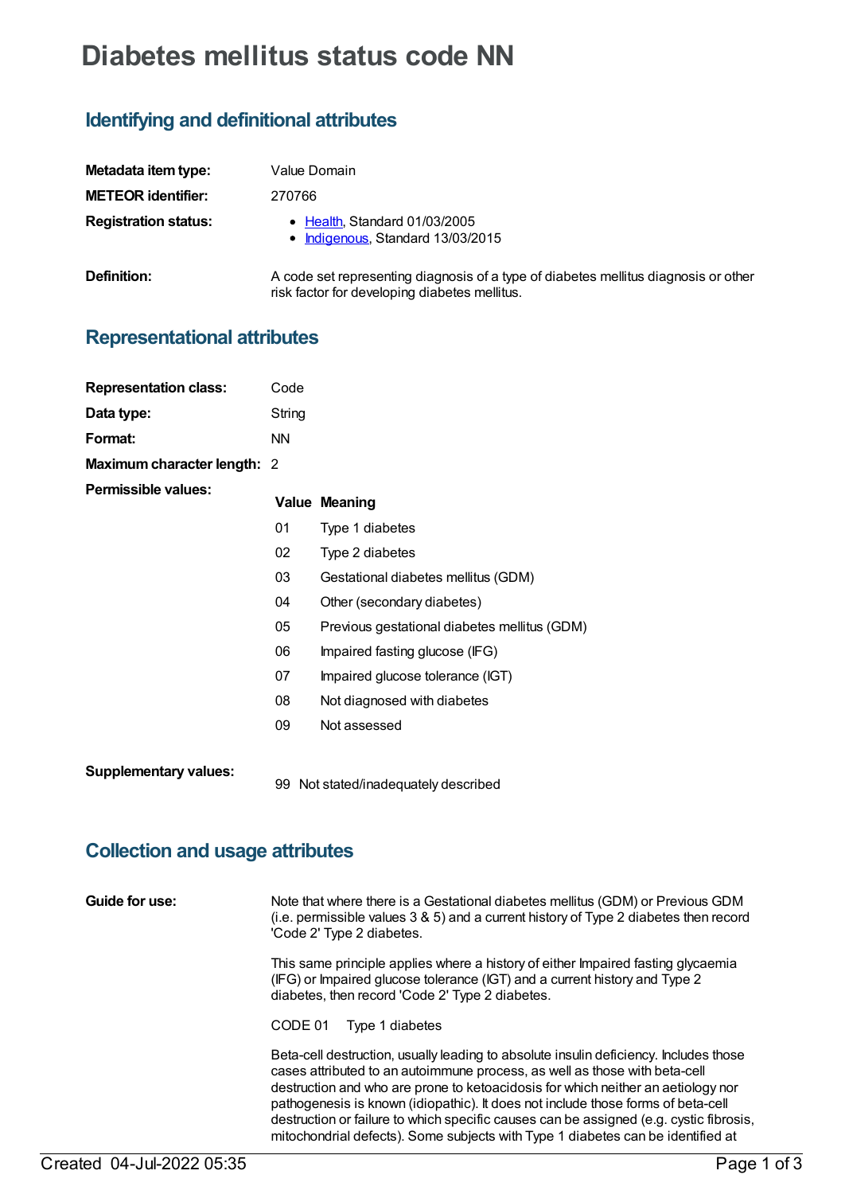# Diabetes mellitus status code NN

## Identifying and definitional attributes

| | |
|---|---|
| **Metadata item type:** | Value Domain |
| **METEOR identifier:** | 270766 |
| **Registration status:** | • Health, Standard 01/03/2005<br>• Indigenous, Standard 13/03/2015 |
| **Definition:** | A code set representing diagnosis of a type of diabetes mellitus diagnosis or other risk factor for developing diabetes mellitus. |

## Representational attributes

| | |
|---|---|
| **Representation class:** | Code |
| **Data type:** | String |
| **Format:** | NN |
| **Maximum character length:** | 2 |

**Permissible values:**

| Value | Meaning |
|---|---|
| 01 | Type 1 diabetes |
| 02 | Type 2 diabetes |
| 03 | Gestational diabetes mellitus (GDM) |
| 04 | Other (secondary diabetes) |
| 05 | Previous gestational diabetes mellitus (GDM) |
| 06 | Impaired fasting glucose (IFG) |
| 07 | Impaired glucose tolerance (IGT) |
| 08 | Not diagnosed with diabetes |
| 09 | Not assessed |

**Supplementary values:**

| Value | Meaning |
|---|---|
| 99 | Not stated/inadequately described |

## Collection and usage attributes

**Guide for use:**

Note that where there is a Gestational diabetes mellitus (GDM) or Previous GDM (i.e. permissible values 3 & 5) and a current history of Type 2 diabetes then record 'Code 2' Type 2 diabetes.

This same principle applies where a history of either Impaired fasting glycaemia (IFG) or Impaired glucose tolerance (IGT) and a current history and Type 2 diabetes, then record 'Code 2' Type 2 diabetes.

CODE 01 Type 1 diabetes

Beta-cell destruction, usually leading to absolute insulin deficiency. Includes those cases attributed to an autoimmune process, as well as those with beta-cell destruction and who are prone to ketoacidosis for which neither an aetiology nor pathogenesis is known (idiopathic). It does not include those forms of beta-cell destruction or failure to which specific causes can be assigned (e.g. cystic fibrosis, mitochondrial defects). Some subjects with Type 1 diabetes can be identified at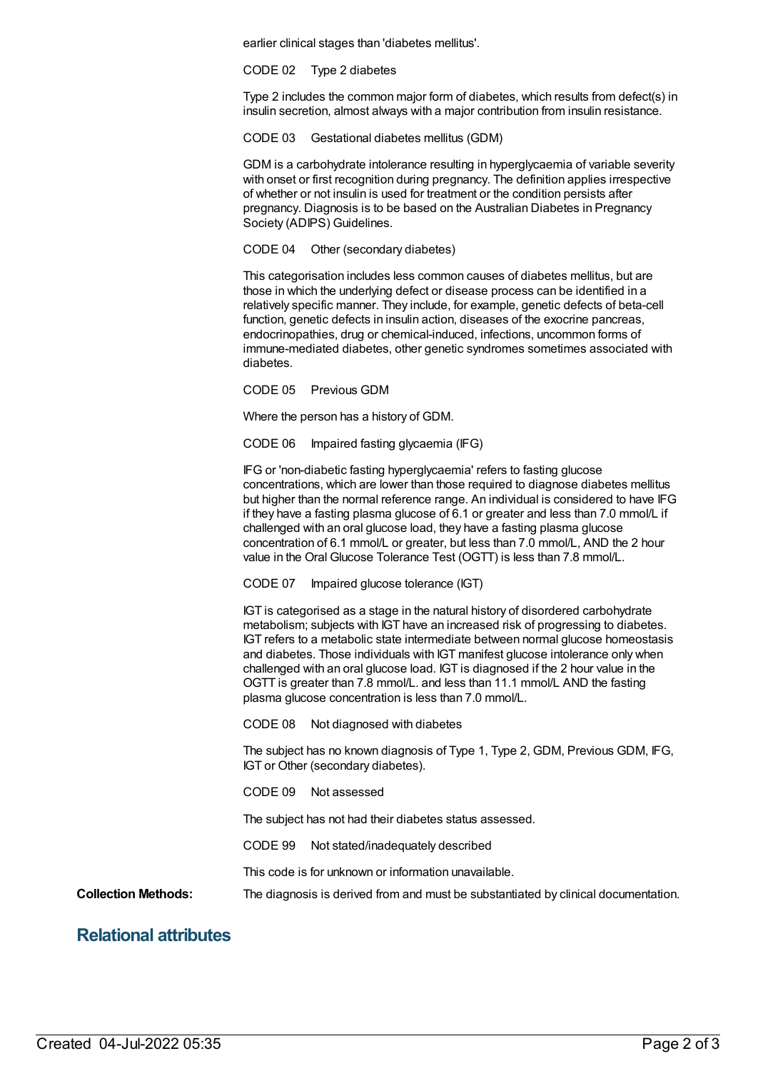earlier clinical stages than 'diabetes mellitus'.

CODE 02 Type 2 diabetes

Type 2 includes the common major form of diabetes, which results from defect(s) in insulin secretion, almost always with a major contribution from insulin resistance.

CODE 03 Gestational diabetes mellitus (GDM)

GDM is a carbohydrate intolerance resulting in hyperglycaemia of variable severity with onset or first recognition during pregnancy. The definition applies irrespective of whether or not insulin is used for treatment or the condition persists after pregnancy. Diagnosis is to be based on the Australian Diabetes in Pregnancy Society (ADIPS) Guidelines.

CODE 04 Other (secondary diabetes)

This categorisation includes less common causes of diabetes mellitus, but are those in which the underlying defect or disease process can be identified in a relatively specific manner. They include, for example, genetic defects of beta-cell function, genetic defects in insulin action, diseases of the exocrine pancreas, endocrinopathies, drug or chemical-induced, infections, uncommon forms of immune-mediated diabetes, other genetic syndromes sometimes associated with diabetes.

CODE 05 Previous GDM

Where the person has a history of GDM.

CODE 06 Impaired fasting glycaemia (IFG)

IFG or 'non-diabetic fasting hyperglycaemia' refers to fasting glucose concentrations, which are lower than those required to diagnose diabetes mellitus but higher than the normal reference range. An individual is considered to have IFG if they have a fasting plasma glucose of 6.1 or greater and less than 7.0 mmol/L if challenged with an oral glucose load, they have a fasting plasma glucose concentration of 6.1 mmol/L or greater, but less than 7.0 mmol/L, AND the 2 hour value in the Oral Glucose Tolerance Test (OGTT) is less than 7.8 mmol/L.

CODE 07 Impaired glucose tolerance (IGT)

IGT is categorised as a stage in the natural history of disordered carbohydrate metabolism; subjects with IGT have an increased risk of progressing to diabetes. IGT refers to a metabolic state intermediate between normal glucose homeostasis and diabetes. Those individuals with IGT manifest glucose intolerance only when challenged with an oral glucose load. IGT is diagnosed if the 2 hour value in the OGTT is greater than 7.8 mmol/L. and less than 11.1 mmol/L AND the fasting plasma glucose concentration is less than 7.0 mmol/L.

CODE 08 Not diagnosed with diabetes

The subject has no known diagnosis of Type 1, Type 2, GDM, Previous GDM, IFG, IGT or Other (secondary diabetes).

CODE 09 Not assessed

The subject has not had their diabetes status assessed.

CODE 99 Not stated/inadequately described

This code is for unknown or information unavailable.

**Collection Methods:** The diagnosis is derived from and must be substantiated by clinical documentation.

## Relational attributes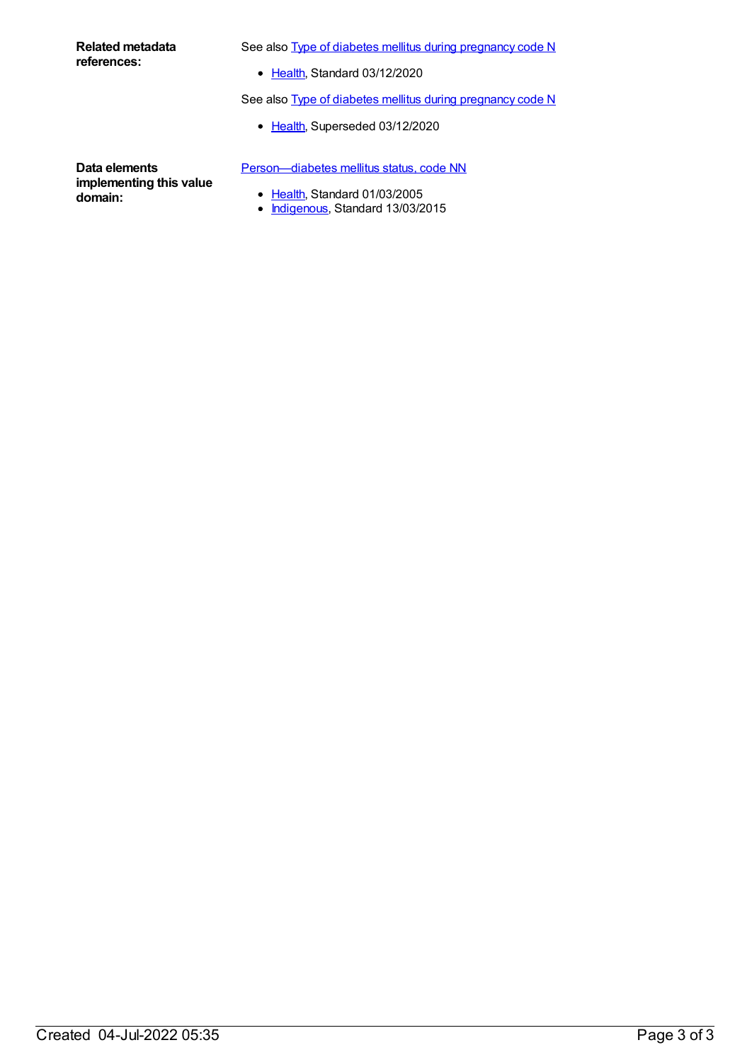**Related metadata references:**

See also Type of diabetes mellitus during pregnancy code N

- Health, Standard 03/12/2020

See also Type of diabetes mellitus during pregnancy code N

- Health, Superseded 03/12/2020

**Data elements implementing this value domain:**

Person—diabetes mellitus status, code NN

- Health, Standard 01/03/2005
- Indigenous, Standard 13/03/2015